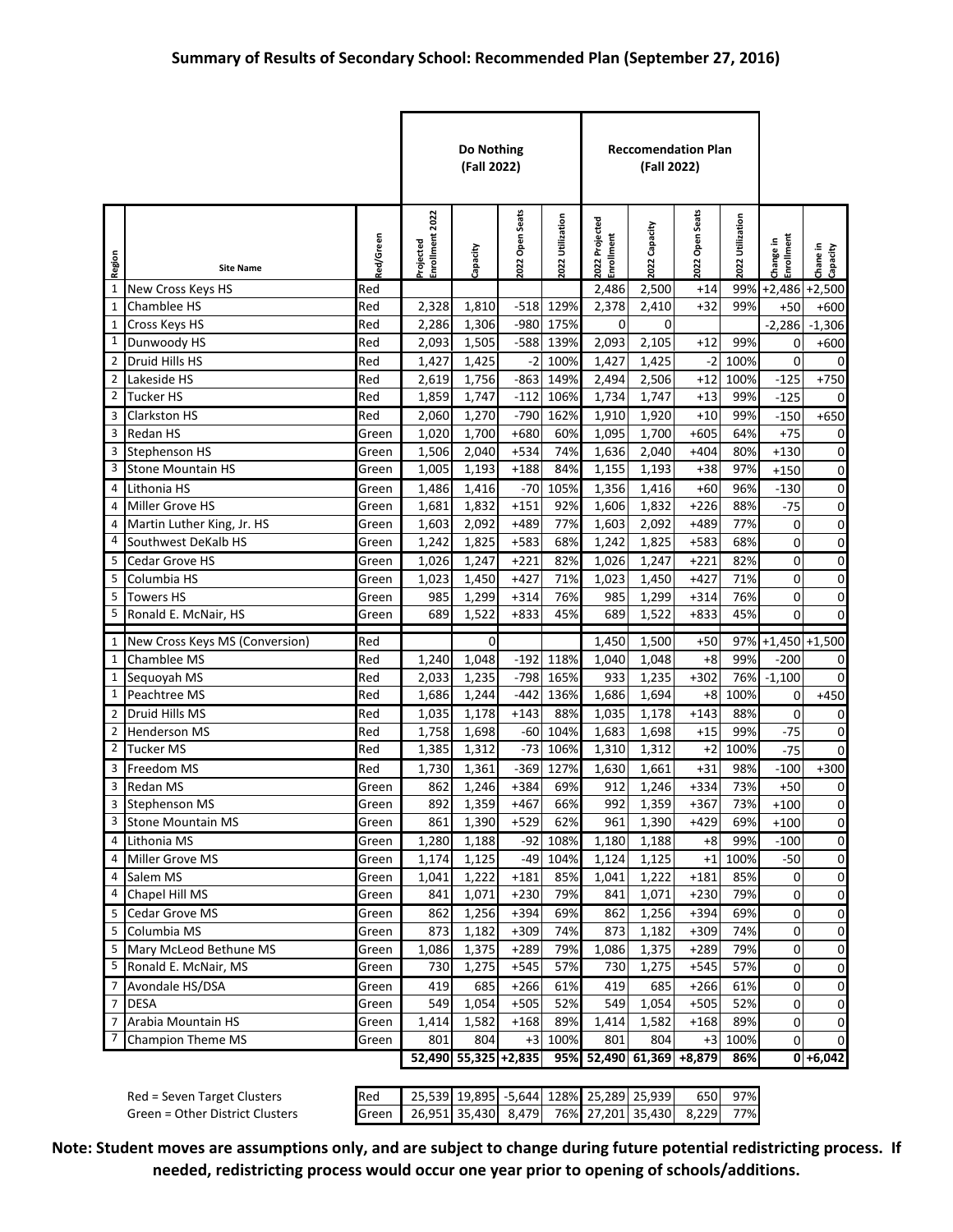## Summary of Results of Secondary School: Recommended Plan (September 27, 2016)

| Region | Site Name | Red/Green | Do Nothing (Fall 2022) | | | | Reccomendation Plan (Fall 2022) | | | | | |
|---|---|---|---|---|---|---|---|---|---|---|---|---|
| | | | Projected Enrollment 2022 | Capacity | 2022 Open Seats | 2022 Utilization | 2022 Projected Enrollment | 2022 Capacity | 2022 Open Seats | 2022 Utilization | Change in Enrollment | Chane in Capacity |
| 1 | New Cross Keys HS | Red | | | | | 2,486 | 2,500 | +14 | 99% | +2,486 | +2,500 |
| 1 | Chamblee HS | Red | 2,328 | 1,810 | -518 | 129% | 2,378 | 2,410 | +32 | 99% | +50 | +600 |
| 1 | Cross Keys HS | Red | 2,286 | 1,306 | -980 | 175% | 0 | 0 | | | -2,286 | -1,306 |
| 1 | Dunwoody HS | Red | 2,093 | 1,505 | -588 | 139% | 2,093 | 2,105 | +12 | 99% | 0 | +600 |
| 2 | Druid Hills HS | Red | 1,427 | 1,425 | -2 | 100% | 1,427 | 1,425 | -2 | 100% | 0 | 0 |
| 2 | Lakeside HS | Red | 2,619 | 1,756 | -863 | 149% | 2,494 | 2,506 | +12 | 100% | -125 | +750 |
| 2 | Tucker HS | Red | 1,859 | 1,747 | -112 | 106% | 1,734 | 1,747 | +13 | 99% | -125 | 0 |
| 3 | Clarkston HS | Red | 2,060 | 1,270 | -790 | 162% | 1,910 | 1,920 | +10 | 99% | -150 | +650 |
| 3 | Redan HS | Green | 1,020 | 1,700 | +680 | 60% | 1,095 | 1,700 | +605 | 64% | +75 | 0 |
| 3 | Stephenson HS | Green | 1,506 | 2,040 | +534 | 74% | 1,636 | 2,040 | +404 | 80% | +130 | 0 |
| 3 | Stone Mountain HS | Green | 1,005 | 1,193 | +188 | 84% | 1,155 | 1,193 | +38 | 97% | +150 | 0 |
| 4 | Lithonia HS | Green | 1,486 | 1,416 | -70 | 105% | 1,356 | 1,416 | +60 | 96% | -130 | 0 |
| 4 | Miller Grove HS | Green | 1,681 | 1,832 | +151 | 92% | 1,606 | 1,832 | +226 | 88% | -75 | 0 |
| 4 | Martin Luther King, Jr. HS | Green | 1,603 | 2,092 | +489 | 77% | 1,603 | 2,092 | +489 | 77% | 0 | 0 |
| 4 | Southwest DeKalb HS | Green | 1,242 | 1,825 | +583 | 68% | 1,242 | 1,825 | +583 | 68% | 0 | 0 |
| 5 | Cedar Grove HS | Green | 1,026 | 1,247 | +221 | 82% | 1,026 | 1,247 | +221 | 82% | 0 | 0 |
| 5 | Columbia HS | Green | 1,023 | 1,450 | +427 | 71% | 1,023 | 1,450 | +427 | 71% | 0 | 0 |
| 5 | Towers HS | Green | 985 | 1,299 | +314 | 76% | 985 | 1,299 | +314 | 76% | 0 | 0 |
| 5 | Ronald E. McNair, HS | Green | 689 | 1,522 | +833 | 45% | 689 | 1,522 | +833 | 45% | 0 | 0 |
| 1 | New Cross Keys MS (Conversion) | Red | | 0 | | | 1,450 | 1,500 | +50 | 97% | +1,450 | +1,500 |
| 1 | Chamblee MS | Red | 1,240 | 1,048 | -192 | 118% | 1,040 | 1,048 | +8 | 99% | -200 | 0 |
| 1 | Sequoyah MS | Red | 2,033 | 1,235 | -798 | 165% | 933 | 1,235 | +302 | 76% | -1,100 | 0 |
| 1 | Peachtree MS | Red | 1,686 | 1,244 | -442 | 136% | 1,686 | 1,694 | +8 | 100% | 0 | +450 |
| 2 | Druid Hills MS | Red | 1,035 | 1,178 | +143 | 88% | 1,035 | 1,178 | +143 | 88% | 0 | 0 |
| 2 | Henderson MS | Red | 1,758 | 1,698 | -60 | 104% | 1,683 | 1,698 | +15 | 99% | -75 | 0 |
| 2 | Tucker MS | Red | 1,385 | 1,312 | -73 | 106% | 1,310 | 1,312 | +2 | 100% | -75 | 0 |
| 3 | Freedom MS | Red | 1,730 | 1,361 | -369 | 127% | 1,630 | 1,661 | +31 | 98% | -100 | +300 |
| 3 | Redan MS | Green | 862 | 1,246 | +384 | 69% | 912 | 1,246 | +334 | 73% | +50 | 0 |
| 3 | Stephenson MS | Green | 892 | 1,359 | +467 | 66% | 992 | 1,359 | +367 | 73% | +100 | 0 |
| 3 | Stone Mountain MS | Green | 861 | 1,390 | +529 | 62% | 961 | 1,390 | +429 | 69% | +100 | 0 |
| 4 | Lithonia MS | Green | 1,280 | 1,188 | -92 | 108% | 1,180 | 1,188 | +8 | 99% | -100 | 0 |
| 4 | Miller Grove MS | Green | 1,174 | 1,125 | -49 | 104% | 1,124 | 1,125 | +1 | 100% | -50 | 0 |
| 4 | Salem MS | Green | 1,041 | 1,222 | +181 | 85% | 1,041 | 1,222 | +181 | 85% | 0 | 0 |
| 4 | Chapel Hill MS | Green | 841 | 1,071 | +230 | 79% | 841 | 1,071 | +230 | 79% | 0 | 0 |
| 5 | Cedar Grove MS | Green | 862 | 1,256 | +394 | 69% | 862 | 1,256 | +394 | 69% | 0 | 0 |
| 5 | Columbia MS | Green | 873 | 1,182 | +309 | 74% | 873 | 1,182 | +309 | 74% | 0 | 0 |
| 5 | Mary McLeod Bethune MS | Green | 1,086 | 1,375 | +289 | 79% | 1,086 | 1,375 | +289 | 79% | 0 | 0 |
| 5 | Ronald E. McNair, MS | Green | 730 | 1,275 | +545 | 57% | 730 | 1,275 | +545 | 57% | 0 | 0 |
| 7 | Avondale HS/DSA | Green | 419 | 685 | +266 | 61% | 419 | 685 | +266 | 61% | 0 | 0 |
| 7 | DESA | Green | 549 | 1,054 | +505 | 52% | 549 | 1,054 | +505 | 52% | 0 | 0 |
| 7 | Arabia Mountain HS | Green | 1,414 | 1,582 | +168 | 89% | 1,414 | 1,582 | +168 | 89% | 0 | 0 |
| 7 | Champion Theme MS | Green | 801 | 804 | +3 | 100% | 801 | 804 | +3 | 100% | 0 | 0 |
| | | | 52,490 | 55,325 | +2,835 | 95% | 52,490 | 61,369 | +8,879 | 86% | 0 | +6,042 |

| | | | | | | | | | | |
|---|---|---|---|---|---|---|---|---|---|---|
| Red = Seven Target Clusters | Red | 25,539 | 19,895 | -5,644 | 128% | 25,289 | 25,939 | 650 | 97% |
| Green = Other District Clusters | Green | 26,951 | 35,430 | 8,479 | 76% | 27,201 | 35,430 | 8,229 | 77% |

**Note: Student moves are assumptions only, and are subject to change during future potential redistricting process. If needed, redistricting process would occur one year prior to opening of schools/additions.**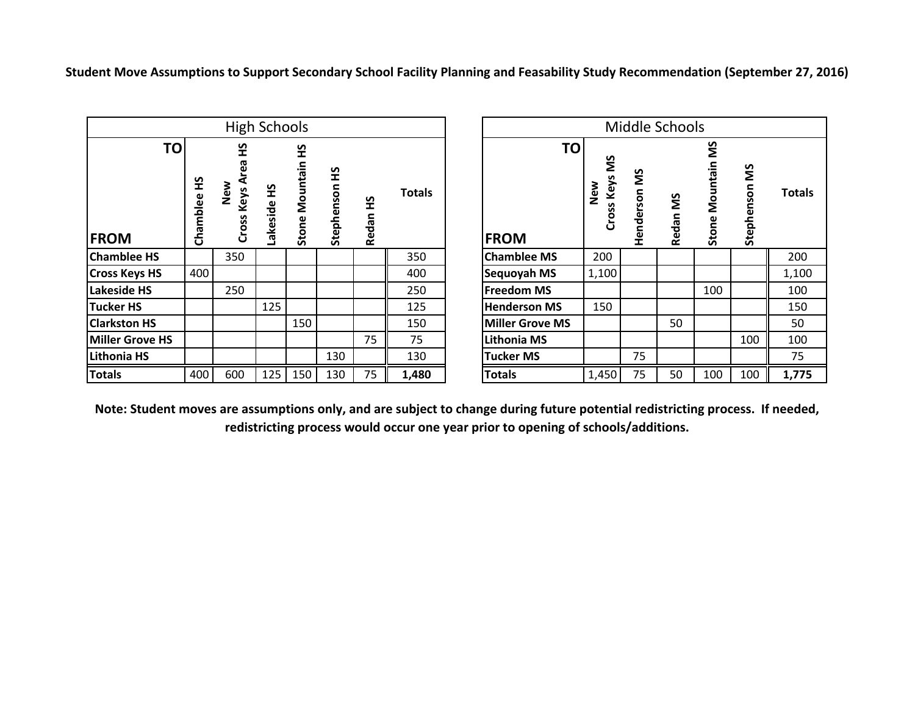**Student Move Assumptions to Support Secondary School Facility Planning and Feasability Study Recommendation (September 27, 2016)**

## High Schools

| FROM \ TO | Chamblee HS | New Cross Keys Area HS | Lakeside HS | Stone Mountain HS | Stephenson HS | Redan HS | Totals |
|---|---|---|---|---|---|---|---|
| **Chamblee HS** | | 350 | | | | | 350 |
| **Cross Keys HS** | 400 | | | | | | 400 |
| **Lakeside HS** | | 250 | | | | | 250 |
| **Tucker HS** | | | 125 | | | | 125 |
| **Clarkston HS** | | | | 150 | | | 150 |
| **Miller Grove HS** | | | | | | 75 | 75 |
| **Lithonia HS** | | | | | 130 | | 130 |
| **Totals** | 400 | 600 | 125 | 150 | 130 | 75 | **1,480** |

## Middle Schools

| FROM \ TO | New Cross Keys MS | Henderson MS | Redan MS | Stone Mountain MS | Stephenson MS | Totals |
|---|---|---|---|---|---|---|
| **Chamblee MS** | 200 | | | | | 200 |
| **Sequoyah MS** | 1,100 | | | | | 1,100 |
| **Freedom MS** | | | | 100 | | 100 |
| **Henderson MS** | 150 | | | | | 150 |
| **Miller Grove MS** | | | 50 | | | 50 |
| **Lithonia MS** | | | | | 100 | 100 |
| **Tucker MS** | | 75 | | | | 75 |
| **Totals** | 1,450 | 75 | 50 | 100 | 100 | **1,775** |

**Note: Student moves are assumptions only, and are subject to change during future potential redistricting process. If needed, redistricting process would occur one year prior to opening of schools/additions.**